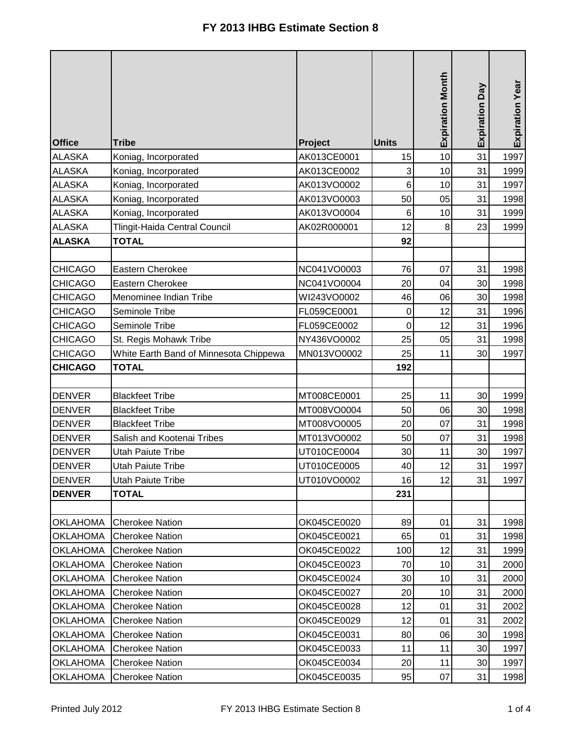# FY 2013 IHBG Estimate Section 8

| Office | Tribe | Project | Units | Expiration Month | Expiration Day | Expiration Year |
|---|---|---|---|---|---|---|
| ALASKA | Koniag, Incorporated | AK013CE0001 | 15 | 10 | 31 | 1997 |
| ALASKA | Koniag, Incorporated | AK013CE0002 | 3 | 10 | 31 | 1999 |
| ALASKA | Koniag, Incorporated | AK013VO0002 | 6 | 10 | 31 | 1997 |
| ALASKA | Koniag, Incorporated | AK013VO0003 | 50 | 05 | 31 | 1998 |
| ALASKA | Koniag, Incorporated | AK013VO0004 | 6 | 10 | 31 | 1999 |
| ALASKA | Tlingit-Haida Central Council | AK02R000001 | 12 | 8 | 23 | 1999 |
| **ALASKA** | **TOTAL** | | **92** | | | |
| | | | | | | |
| CHICAGO | Eastern Cherokee | NC041VO0003 | 76 | 07 | 31 | 1998 |
| CHICAGO | Eastern Cherokee | NC041VO0004 | 20 | 04 | 30 | 1998 |
| CHICAGO | Menominee Indian Tribe | WI243VO0002 | 46 | 06 | 30 | 1998 |
| CHICAGO | Seminole Tribe | FL059CE0001 | 0 | 12 | 31 | 1996 |
| CHICAGO | Seminole Tribe | FL059CE0002 | 0 | 12 | 31 | 1996 |
| CHICAGO | St. Regis Mohawk Tribe | NY436VO0002 | 25 | 05 | 31 | 1998 |
| CHICAGO | White Earth Band of Minnesota Chippewa | MN013VO0002 | 25 | 11 | 30 | 1997 |
| **CHICAGO** | **TOTAL** | | **192** | | | |
| | | | | | | |
| DENVER | Blackfeet Tribe | MT008CE0001 | 25 | 11 | 30 | 1999 |
| DENVER | Blackfeet Tribe | MT008VO0004 | 50 | 06 | 30 | 1998 |
| DENVER | Blackfeet Tribe | MT008VO0005 | 20 | 07 | 31 | 1998 |
| DENVER | Salish and Kootenai Tribes | MT013VO0002 | 50 | 07 | 31 | 1998 |
| DENVER | Utah Paiute Tribe | UT010CE0004 | 30 | 11 | 30 | 1997 |
| DENVER | Utah Paiute Tribe | UT010CE0005 | 40 | 12 | 31 | 1997 |
| DENVER | Utah Paiute Tribe | UT010VO0002 | 16 | 12 | 31 | 1997 |
| **DENVER** | **TOTAL** | | **231** | | | |
| | | | | | | |
| OKLAHOMA | Cherokee Nation | OK045CE0020 | 89 | 01 | 31 | 1998 |
| OKLAHOMA | Cherokee Nation | OK045CE0021 | 65 | 01 | 31 | 1998 |
| OKLAHOMA | Cherokee Nation | OK045CE0022 | 100 | 12 | 31 | 1999 |
| OKLAHOMA | Cherokee Nation | OK045CE0023 | 70 | 10 | 31 | 2000 |
| OKLAHOMA | Cherokee Nation | OK045CE0024 | 30 | 10 | 31 | 2000 |
| OKLAHOMA | Cherokee Nation | OK045CE0027 | 20 | 10 | 31 | 2000 |
| OKLAHOMA | Cherokee Nation | OK045CE0028 | 12 | 01 | 31 | 2002 |
| OKLAHOMA | Cherokee Nation | OK045CE0029 | 12 | 01 | 31 | 2002 |
| OKLAHOMA | Cherokee Nation | OK045CE0031 | 80 | 06 | 30 | 1998 |
| OKLAHOMA | Cherokee Nation | OK045CE0033 | 11 | 11 | 30 | 1997 |
| OKLAHOMA | Cherokee Nation | OK045CE0034 | 20 | 11 | 30 | 1997 |
| OKLAHOMA | Cherokee Nation | OK045CE0035 | 95 | 07 | 31 | 1998 |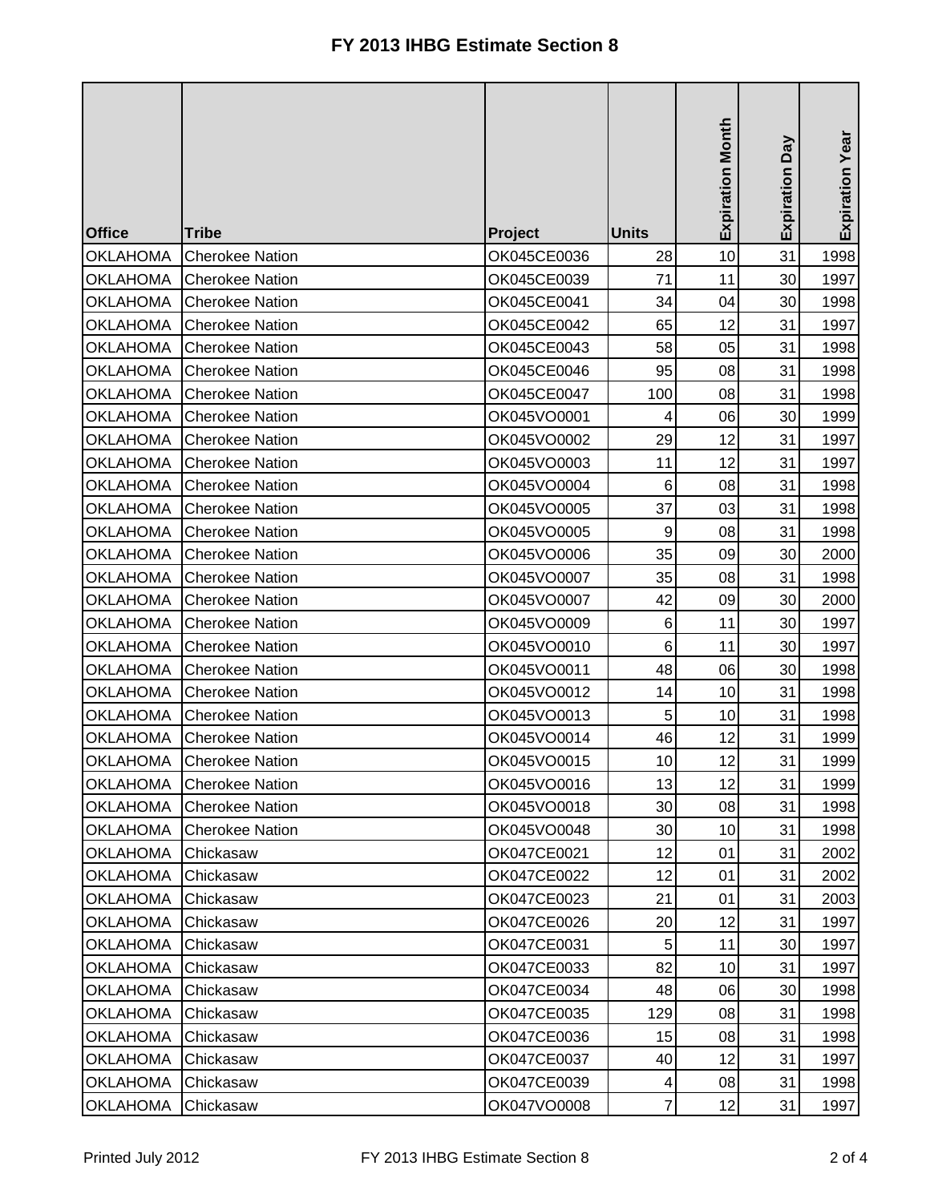# FY 2013 IHBG Estimate Section 8

| Office | Tribe | Project | Units | Expiration Month | Expiration Day | Expiration Year |
|---|---|---|---|---|---|---|
| OKLAHOMA | Cherokee Nation | OK045CE0036 | 28 | 10 | 31 | 1998 |
| OKLAHOMA | Cherokee Nation | OK045CE0039 | 71 | 11 | 30 | 1997 |
| OKLAHOMA | Cherokee Nation | OK045CE0041 | 34 | 04 | 30 | 1998 |
| OKLAHOMA | Cherokee Nation | OK045CE0042 | 65 | 12 | 31 | 1997 |
| OKLAHOMA | Cherokee Nation | OK045CE0043 | 58 | 05 | 31 | 1998 |
| OKLAHOMA | Cherokee Nation | OK045CE0046 | 95 | 08 | 31 | 1998 |
| OKLAHOMA | Cherokee Nation | OK045CE0047 | 100 | 08 | 31 | 1998 |
| OKLAHOMA | Cherokee Nation | OK045VO0001 | 4 | 06 | 30 | 1999 |
| OKLAHOMA | Cherokee Nation | OK045VO0002 | 29 | 12 | 31 | 1997 |
| OKLAHOMA | Cherokee Nation | OK045VO0003 | 11 | 12 | 31 | 1997 |
| OKLAHOMA | Cherokee Nation | OK045VO0004 | 6 | 08 | 31 | 1998 |
| OKLAHOMA | Cherokee Nation | OK045VO0005 | 37 | 03 | 31 | 1998 |
| OKLAHOMA | Cherokee Nation | OK045VO0005 | 9 | 08 | 31 | 1998 |
| OKLAHOMA | Cherokee Nation | OK045VO0006 | 35 | 09 | 30 | 2000 |
| OKLAHOMA | Cherokee Nation | OK045VO0007 | 35 | 08 | 31 | 1998 |
| OKLAHOMA | Cherokee Nation | OK045VO0007 | 42 | 09 | 30 | 2000 |
| OKLAHOMA | Cherokee Nation | OK045VO0009 | 6 | 11 | 30 | 1997 |
| OKLAHOMA | Cherokee Nation | OK045VO0010 | 6 | 11 | 30 | 1997 |
| OKLAHOMA | Cherokee Nation | OK045VO0011 | 48 | 06 | 30 | 1998 |
| OKLAHOMA | Cherokee Nation | OK045VO0012 | 14 | 10 | 31 | 1998 |
| OKLAHOMA | Cherokee Nation | OK045VO0013 | 5 | 10 | 31 | 1998 |
| OKLAHOMA | Cherokee Nation | OK045VO0014 | 46 | 12 | 31 | 1999 |
| OKLAHOMA | Cherokee Nation | OK045VO0015 | 10 | 12 | 31 | 1999 |
| OKLAHOMA | Cherokee Nation | OK045VO0016 | 13 | 12 | 31 | 1999 |
| OKLAHOMA | Cherokee Nation | OK045VO0018 | 30 | 08 | 31 | 1998 |
| OKLAHOMA | Cherokee Nation | OK045VO0048 | 30 | 10 | 31 | 1998 |
| OKLAHOMA | Chickasaw | OK047CE0021 | 12 | 01 | 31 | 2002 |
| OKLAHOMA | Chickasaw | OK047CE0022 | 12 | 01 | 31 | 2002 |
| OKLAHOMA | Chickasaw | OK047CE0023 | 21 | 01 | 31 | 2003 |
| OKLAHOMA | Chickasaw | OK047CE0026 | 20 | 12 | 31 | 1997 |
| OKLAHOMA | Chickasaw | OK047CE0031 | 5 | 11 | 30 | 1997 |
| OKLAHOMA | Chickasaw | OK047CE0033 | 82 | 10 | 31 | 1997 |
| OKLAHOMA | Chickasaw | OK047CE0034 | 48 | 06 | 30 | 1998 |
| OKLAHOMA | Chickasaw | OK047CE0035 | 129 | 08 | 31 | 1998 |
| OKLAHOMA | Chickasaw | OK047CE0036 | 15 | 08 | 31 | 1998 |
| OKLAHOMA | Chickasaw | OK047CE0037 | 40 | 12 | 31 | 1997 |
| OKLAHOMA | Chickasaw | OK047CE0039 | 4 | 08 | 31 | 1998 |
| OKLAHOMA | Chickasaw | OK047VO0008 | 7 | 12 | 31 | 1997 |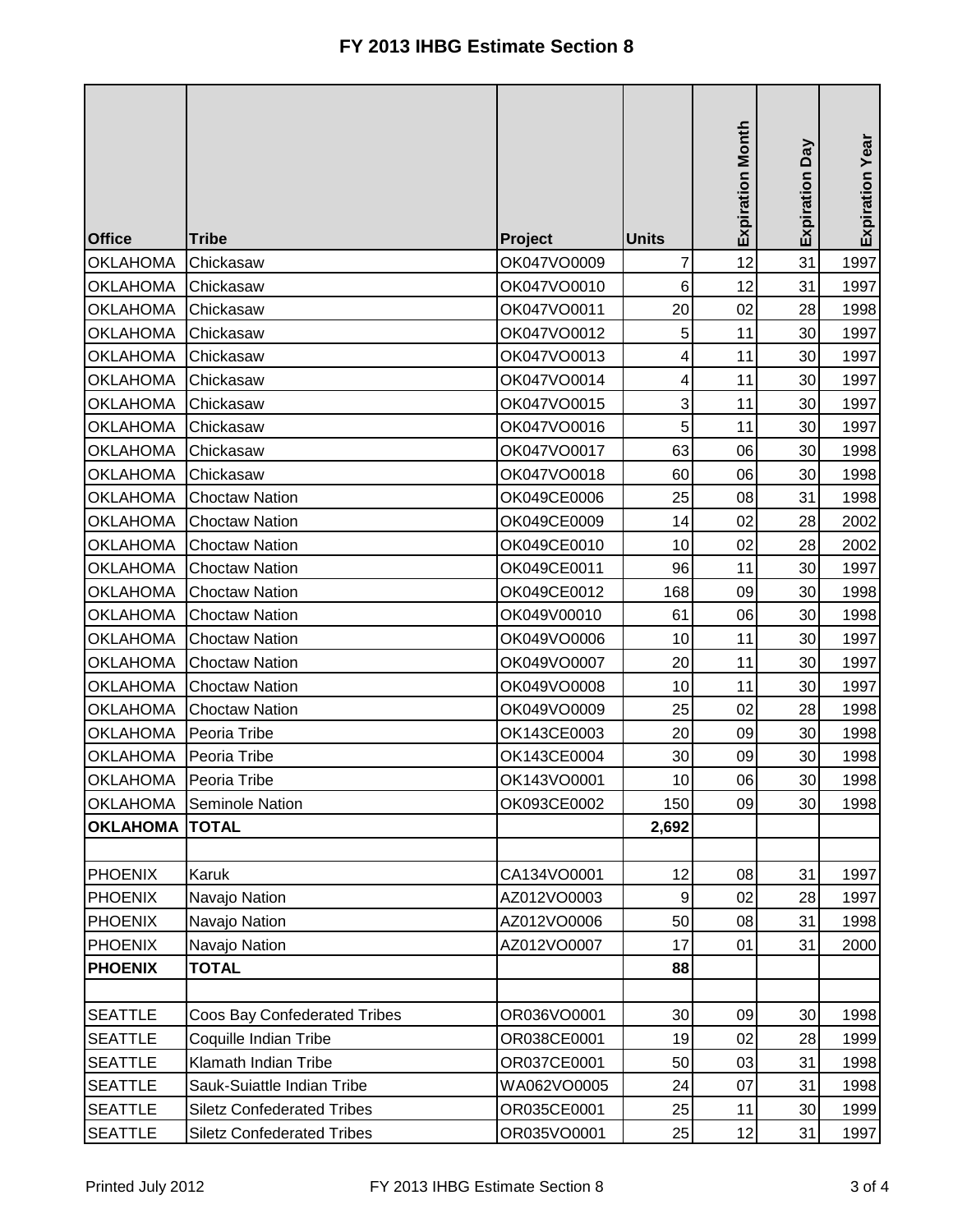# FY 2013 IHBG Estimate Section 8

| Office | Tribe | Project | Units | Expiration Month | Expiration Day | Expiration Year |
|---|---|---|---|---|---|---|
| OKLAHOMA | Chickasaw | OK047VO0009 | 7 | 12 | 31 | 1997 |
| OKLAHOMA | Chickasaw | OK047VO0010 | 6 | 12 | 31 | 1997 |
| OKLAHOMA | Chickasaw | OK047VO0011 | 20 | 02 | 28 | 1998 |
| OKLAHOMA | Chickasaw | OK047VO0012 | 5 | 11 | 30 | 1997 |
| OKLAHOMA | Chickasaw | OK047VO0013 | 4 | 11 | 30 | 1997 |
| OKLAHOMA | Chickasaw | OK047VO0014 | 4 | 11 | 30 | 1997 |
| OKLAHOMA | Chickasaw | OK047VO0015 | 3 | 11 | 30 | 1997 |
| OKLAHOMA | Chickasaw | OK047VO0016 | 5 | 11 | 30 | 1997 |
| OKLAHOMA | Chickasaw | OK047VO0017 | 63 | 06 | 30 | 1998 |
| OKLAHOMA | Chickasaw | OK047VO0018 | 60 | 06 | 30 | 1998 |
| OKLAHOMA | Choctaw Nation | OK049CE0006 | 25 | 08 | 31 | 1998 |
| OKLAHOMA | Choctaw Nation | OK049CE0009 | 14 | 02 | 28 | 2002 |
| OKLAHOMA | Choctaw Nation | OK049CE0010 | 10 | 02 | 28 | 2002 |
| OKLAHOMA | Choctaw Nation | OK049CE0011 | 96 | 11 | 30 | 1997 |
| OKLAHOMA | Choctaw Nation | OK049CE0012 | 168 | 09 | 30 | 1998 |
| OKLAHOMA | Choctaw Nation | OK049V00010 | 61 | 06 | 30 | 1998 |
| OKLAHOMA | Choctaw Nation | OK049VO0006 | 10 | 11 | 30 | 1997 |
| OKLAHOMA | Choctaw Nation | OK049VO0007 | 20 | 11 | 30 | 1997 |
| OKLAHOMA | Choctaw Nation | OK049VO0008 | 10 | 11 | 30 | 1997 |
| OKLAHOMA | Choctaw Nation | OK049VO0009 | 25 | 02 | 28 | 1998 |
| OKLAHOMA | Peoria Tribe | OK143CE0003 | 20 | 09 | 30 | 1998 |
| OKLAHOMA | Peoria Tribe | OK143CE0004 | 30 | 09 | 30 | 1998 |
| OKLAHOMA | Peoria Tribe | OK143VO0001 | 10 | 06 | 30 | 1998 |
| OKLAHOMA | Seminole Nation | OK093CE0002 | 150 | 09 | 30 | 1998 |
| **OKLAHOMA** | **TOTAL** | | **2,692** | | | |
| | | | | | | |
| PHOENIX | Karuk | CA134VO0001 | 12 | 08 | 31 | 1997 |
| PHOENIX | Navajo Nation | AZ012VO0003 | 9 | 02 | 28 | 1997 |
| PHOENIX | Navajo Nation | AZ012VO0006 | 50 | 08 | 31 | 1998 |
| PHOENIX | Navajo Nation | AZ012VO0007 | 17 | 01 | 31 | 2000 |
| **PHOENIX** | **TOTAL** | | **88** | | | |
| | | | | | | |
| SEATTLE | Coos Bay Confederated Tribes | OR036VO0001 | 30 | 09 | 30 | 1998 |
| SEATTLE | Coquille Indian Tribe | OR038CE0001 | 19 | 02 | 28 | 1999 |
| SEATTLE | Klamath Indian Tribe | OR037CE0001 | 50 | 03 | 31 | 1998 |
| SEATTLE | Sauk-Suiattle Indian Tribe | WA062VO0005 | 24 | 07 | 31 | 1998 |
| SEATTLE | Siletz Confederated Tribes | OR035CE0001 | 25 | 11 | 30 | 1999 |
| SEATTLE | Siletz Confederated Tribes | OR035VO0001 | 25 | 12 | 31 | 1997 |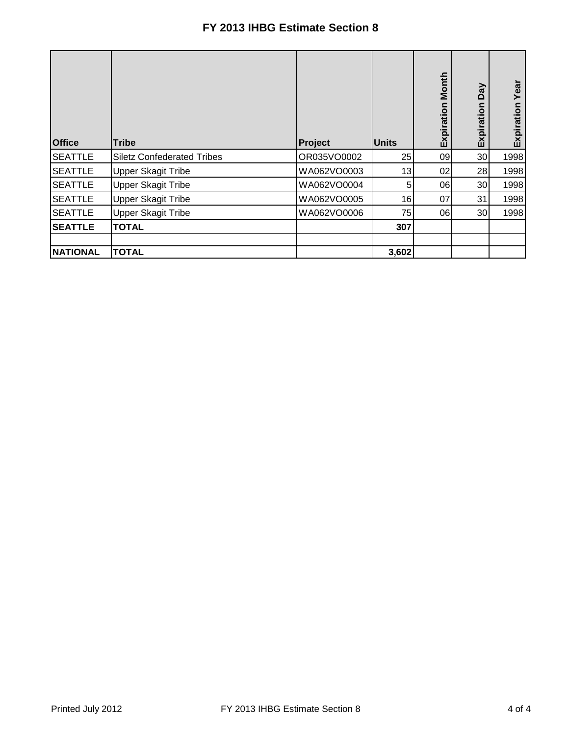# FY 2013 IHBG Estimate Section 8

| Office | Tribe | Project | Units | Expiration Month | Expiration Day | Expiration Year |
|---|---|---|---|---|---|---|
| SEATTLE | Siletz Confederated Tribes | OR035VO0002 | 25 | 09 | 30 | 1998 |
| SEATTLE | Upper Skagit Tribe | WA062VO0003 | 13 | 02 | 28 | 1998 |
| SEATTLE | Upper Skagit Tribe | WA062VO0004 | 5 | 06 | 30 | 1998 |
| SEATTLE | Upper Skagit Tribe | WA062VO0005 | 16 | 07 | 31 | 1998 |
| SEATTLE | Upper Skagit Tribe | WA062VO0006 | 75 | 06 | 30 | 1998 |
| **SEATTLE** | **TOTAL** | | **307** | | | |
| | | | | | | |
| **NATIONAL** | **TOTAL** | | **3,602** | | | |

Printed July 2012